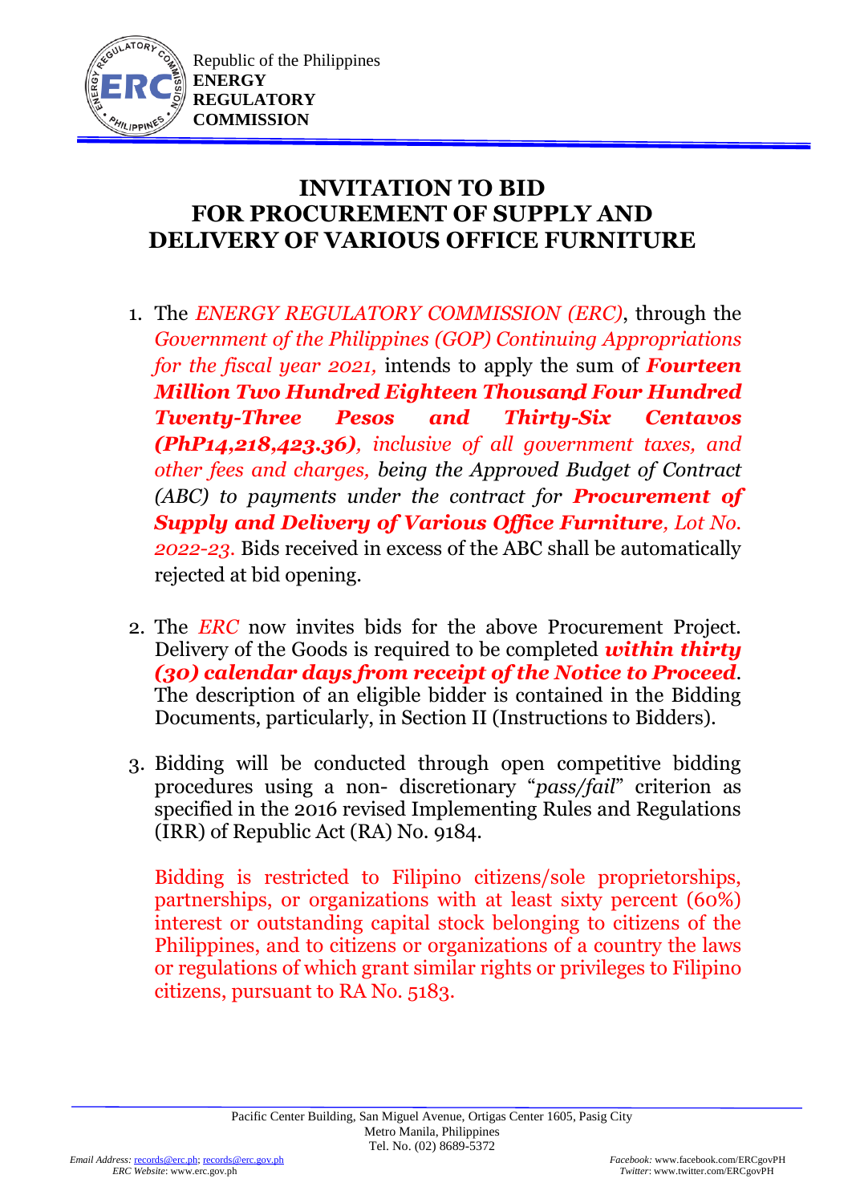Republic of the Philippines
**ENERGY REGULATORY COMMISSION**

# INVITATION TO BID FOR PROCUREMENT OF SUPPLY AND DELIVERY OF VARIOUS OFFICE FURNITURE

1. The *ENERGY REGULATORY COMMISSION (ERC)*, through the *Government of the Philippines (GOP) Continuing Appropriations for the fiscal year 2021,* intends to apply the sum of ***Fourteen Million Two Hundred Eighteen Thousand Four Hundred Twenty-Three Pesos and Thirty-Six Centavos (PhP14,218,423.36)****, inclusive of all government taxes, and other fees and charges, being the Approved Budget of Contract (ABC) to payments under the contract for* ***Procurement of Supply and Delivery of Various Office Furniture****, Lot No. 2022-23.* Bids received in excess of the ABC shall be automatically rejected at bid opening.

2. The *ERC* now invites bids for the above Procurement Project. Delivery of the Goods is required to be completed ***within thirty (30) calendar days from receipt of the Notice to Proceed***. The description of an eligible bidder is contained in the Bidding Documents, particularly, in Section II (Instructions to Bidders).

3. Bidding will be conducted through open competitive bidding procedures using a non- discretionary "*pass/fail*" criterion as specified in the 2016 revised Implementing Rules and Regulations (IRR) of Republic Act (RA) No. 9184.

   Bidding is restricted to Filipino citizens/sole proprietorships, partnerships, or organizations with at least sixty percent (60%) interest or outstanding capital stock belonging to citizens of the Philippines, and to citizens or organizations of a country the laws or regulations of which grant similar rights or privileges to Filipino citizens, pursuant to RA No. 5183.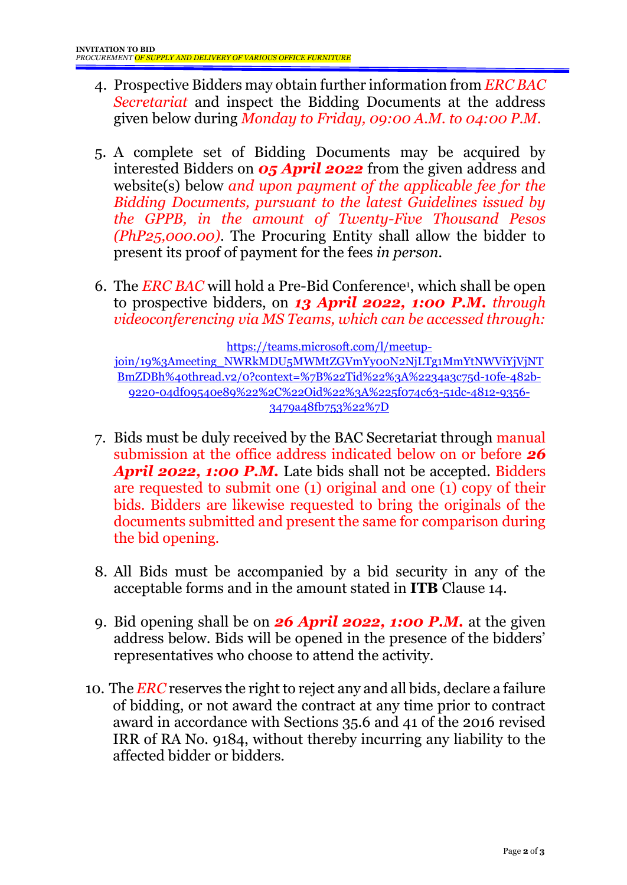4. Prospective Bidders may obtain further information from *ERC BAC Secretariat* and inspect the Bidding Documents at the address given below during *Monday to Friday, 09:00 A.M. to 04:00 P.M.*

5. A complete set of Bidding Documents may be acquired by interested Bidders on ***05 April 2022*** from the given address and website(s) below *and upon payment of the applicable fee for the Bidding Documents, pursuant to the latest Guidelines issued by the GPPB, in the amount of Twenty-Five Thousand Pesos (PhP25,000.00)*. The Procuring Entity shall allow the bidder to present its proof of payment for the fees *in person*.

6. The *ERC BAC* will hold a Pre-Bid Conference[1], which shall be open to prospective bidders, on ***13 April 2022, 1:00 P.M.*** *through videoconferencing via MS Teams, which can be accessed through:*

   https://teams.microsoft.com/l/meetup-join/19%3Ameeting_NWRkMDU5MWMtZGVmYy00N2NjLTg1MmYtNWViYjVjNTBmZDBh%40thread.v2/0?context=%7B%22Tid%22%3A%2234a3c75d-10fe-482b-9220-04df09540e89%22%2C%22Oid%22%3A%225f074c63-51dc-4812-9356-3479a48fb753%22%7D

7. Bids must be duly received by the BAC Secretariat through manual submission at the office address indicated below on or before ***26 April 2022, 1:00 P.M.*** Late bids shall not be accepted. Bidders are requested to submit one (1) original and one (1) copy of their bids. Bidders are likewise requested to bring the originals of the documents submitted and present the same for comparison during the bid opening.

8. All Bids must be accompanied by a bid security in any of the acceptable forms and in the amount stated in **ITB** Clause 14.

9. Bid opening shall be on ***26 April 2022, 1:00 P.M.*** at the given address below. Bids will be opened in the presence of the bidders' representatives who choose to attend the activity.

10. The *ERC* reserves the right to reject any and all bids, declare a failure of bidding, or not award the contract at any time prior to contract award in accordance with Sections 35.6 and 41 of the 2016 revised IRR of RA No. 9184, without thereby incurring any liability to the affected bidder or bidders.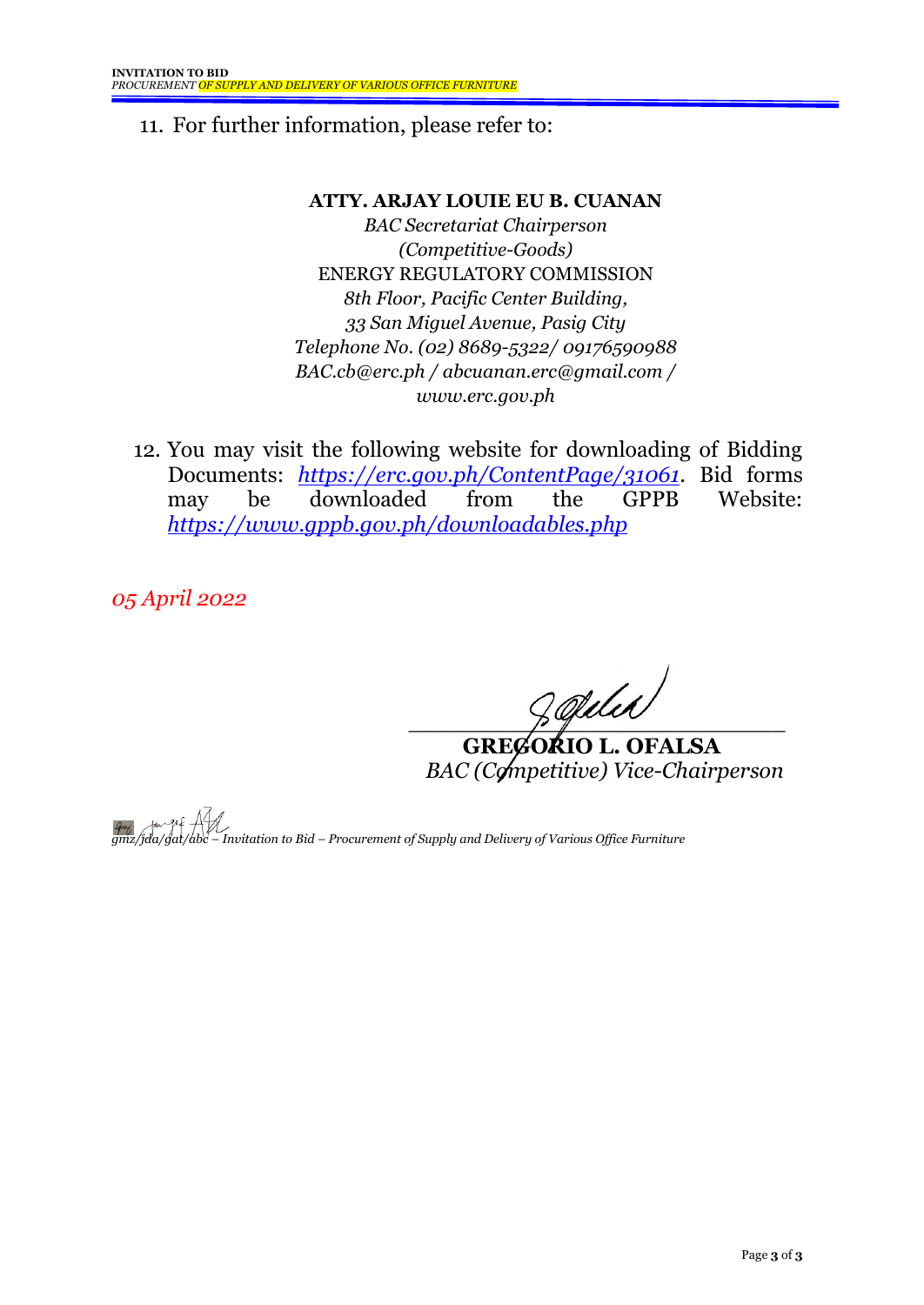11. For further information, please refer to:

**ATTY. ARJAY LOUIE EU B. CUANAN**
*BAC Secretariat Chairperson*
*(Competitive-Goods)*
ENERGY REGULATORY COMMISSION
*8th Floor, Pacific Center Building,*
*33 San Miguel Avenue, Pasig City*
*Telephone No. (02) 8689-5322/ 09176590988*
*BAC.cb@erc.ph / abcuanan.erc@gmail.com /*
*www.erc.gov.ph*

12. You may visit the following website for downloading of Bidding Documents: *https://erc.gov.ph/ContentPage/31061*. Bid forms may be downloaded from the GPPB Website: *https://www.gppb.gov.ph/downloadables.php*

*05 April 2022*

**GREGORIO L. OFALSA**
*BAC (Competitive) Vice-Chairperson*

*gmz/jda/gat/abc – Invitation to Bid – Procurement of Supply and Delivery of Various Office Furniture*